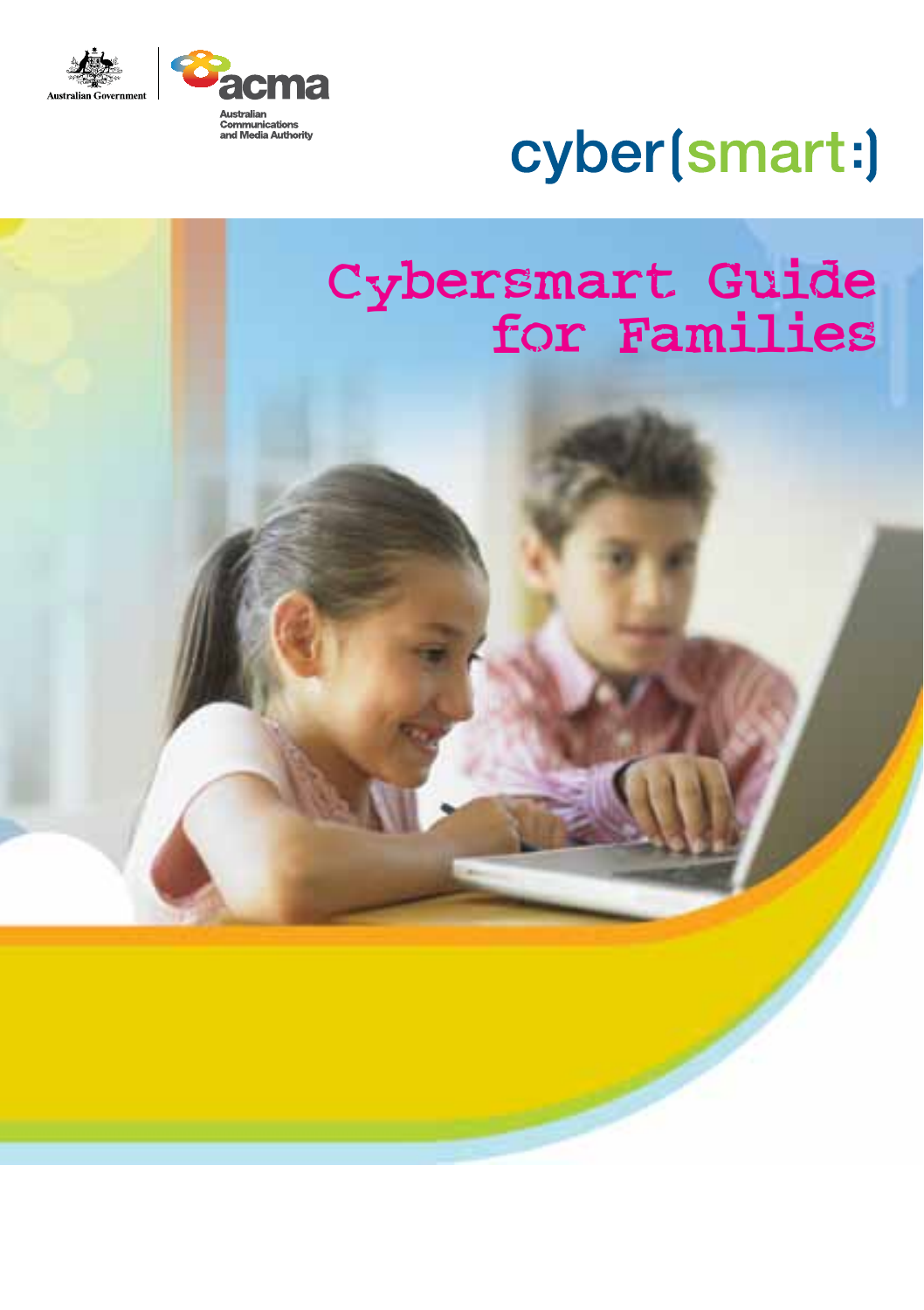Australian Government

acma

Australian Communications and Media Authority

cyber(smart:)

# Cybersmart Guide for Families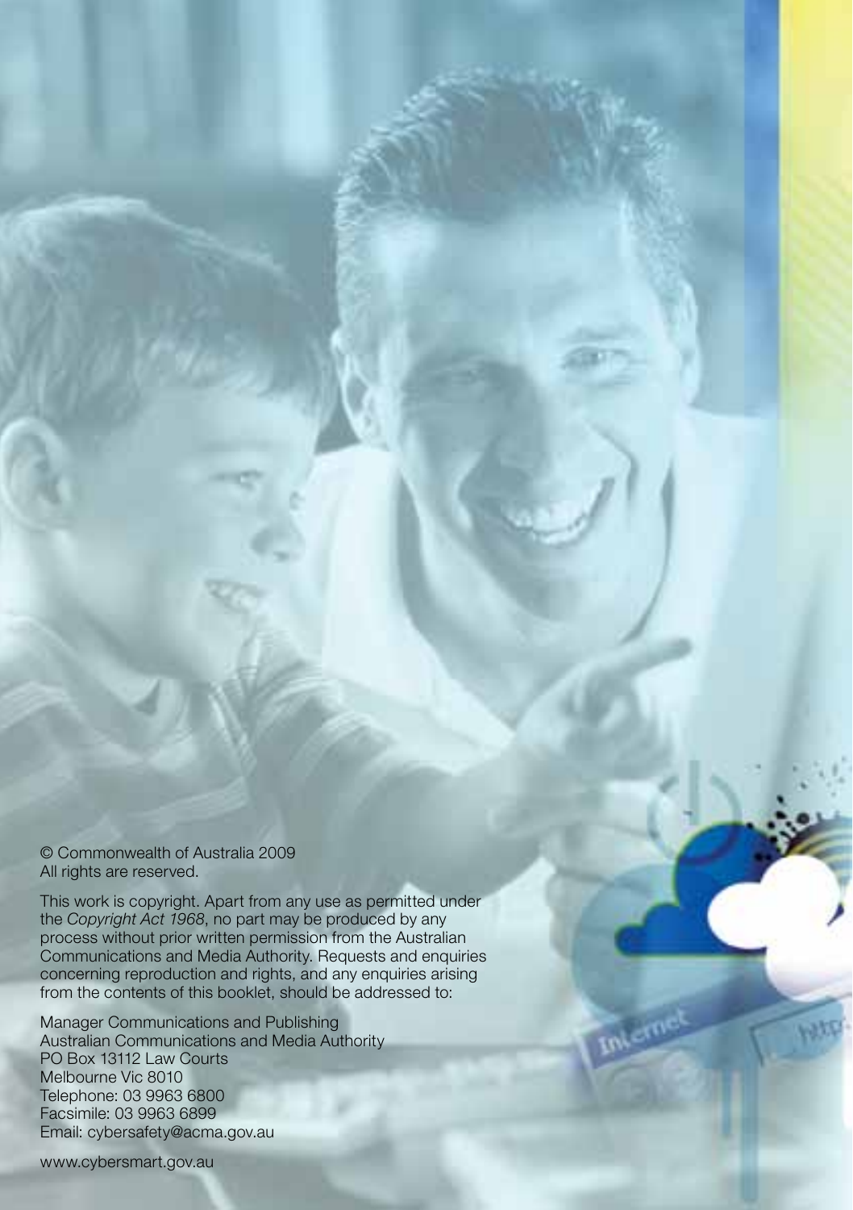© Commonwealth of Australia 2009
All rights are reserved.

This work is copyright. Apart from any use as permitted under the *Copyright Act 1968*, no part may be produced by any process without prior written permission from the Australian Communications and Media Authority. Requests and enquiries concerning reproduction and rights, and any enquiries arising from the contents of this booklet, should be addressed to:

Manager Communications and Publishing
Australian Communications and Media Authority
PO Box 13112 Law Courts
Melbourne Vic 8010
Telephone: 03 9963 6800
Facsimile: 03 9963 6899
Email: cybersafety@acma.gov.au

www.cybersmart.gov.au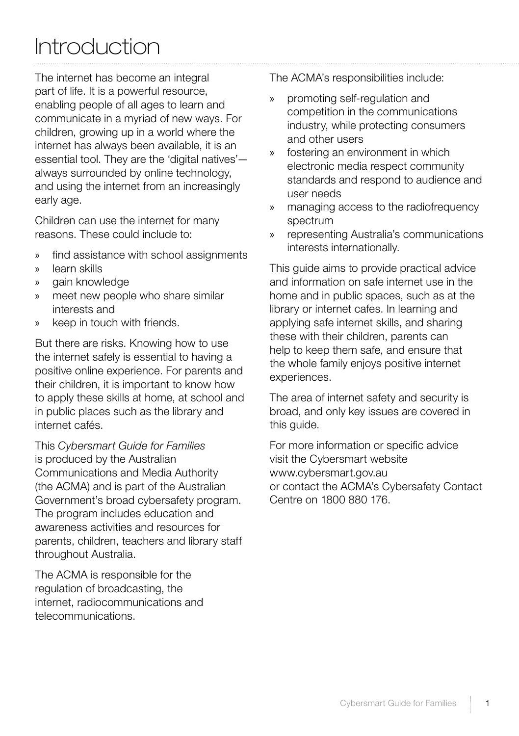# Introduction

The internet has become an integral part of life. It is a powerful resource, enabling people of all ages to learn and communicate in a myriad of new ways. For children, growing up in a world where the internet has always been available, it is an essential tool. They are the 'digital natives'—always surrounded by online technology, and using the internet from an increasingly early age.

Children can use the internet for many reasons. These could include to:

- find assistance with school assignments
- learn skills
- gain knowledge
- meet new people who share similar interests and
- keep in touch with friends.

But there are risks. Knowing how to use the internet safely is essential to having a positive online experience. For parents and their children, it is important to know how to apply these skills at home, at school and in public places such as the library and internet cafés.

This *Cybersmart Guide for Families* is produced by the Australian Communications and Media Authority (the ACMA) and is part of the Australian Government's broad cybersafety program. The program includes education and awareness activities and resources for parents, children, teachers and library staff throughout Australia.

The ACMA is responsible for the regulation of broadcasting, the internet, radiocommunications and telecommunications.

The ACMA's responsibilities include:

- promoting self-regulation and competition in the communications industry, while protecting consumers and other users
- fostering an environment in which electronic media respect community standards and respond to audience and user needs
- managing access to the radiofrequency spectrum
- representing Australia's communications interests internationally.

This guide aims to provide practical advice and information on safe internet use in the home and in public spaces, such as at the library or internet cafes. In learning and applying safe internet skills, and sharing these with their children, parents can help to keep them safe, and ensure that the whole family enjoys positive internet experiences.

The area of internet safety and security is broad, and only key issues are covered in this guide.

For more information or specific advice visit the Cybersmart website www.cybersmart.gov.au or contact the ACMA's Cybersafety Contact Centre on 1800 880 176.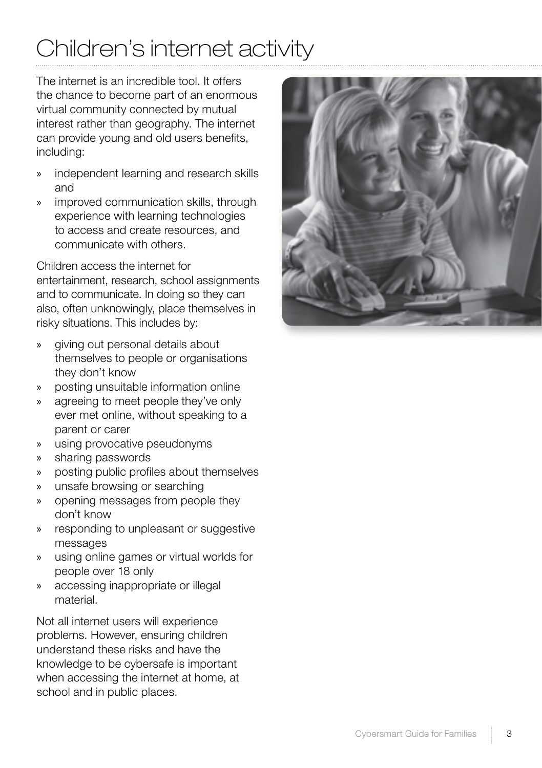# Children's internet activity

The internet is an incredible tool. It offers the chance to become part of an enormous virtual community connected by mutual interest rather than geography. The internet can provide young and old users benefits, including:

- independent learning and research skills and
- improved communication skills, through experience with learning technologies to access and create resources, and communicate with others.

Children access the internet for entertainment, research, school assignments and to communicate. In doing so they can also, often unknowingly, place themselves in risky situations. This includes by:

- giving out personal details about themselves to people or organisations they don't know
- posting unsuitable information online
- agreeing to meet people they've only ever met online, without speaking to a parent or carer
- using provocative pseudonyms
- sharing passwords
- posting public profiles about themselves
- unsafe browsing or searching
- opening messages from people they don't know
- responding to unpleasant or suggestive messages
- using online games or virtual worlds for people over 18 only
- accessing inappropriate or illegal material.

Not all internet users will experience problems. However, ensuring children understand these risks and have the knowledge to be cybersafe is important when accessing the internet at home, at school and in public places.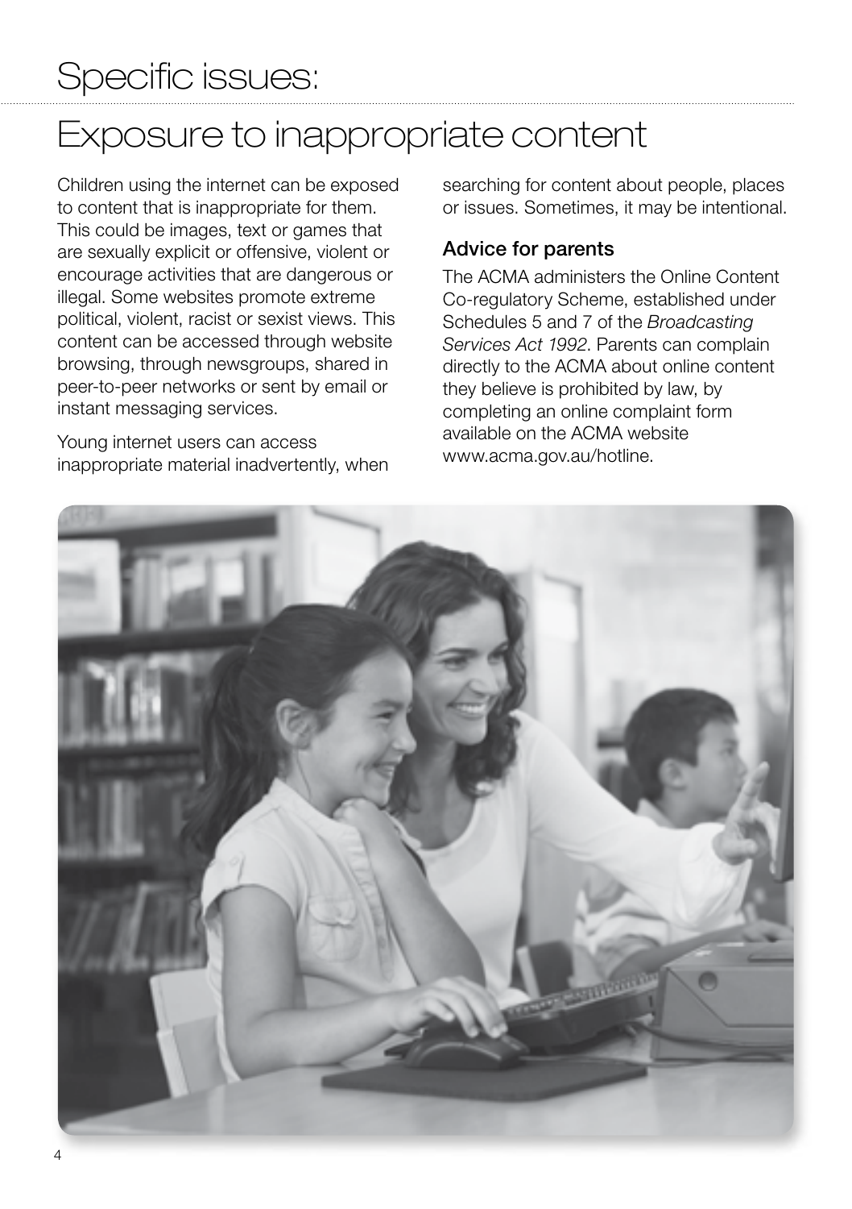# Specific issues:

## Exposure to inappropriate content

Children using the internet can be exposed to content that is inappropriate for them. This could be images, text or games that are sexually explicit or offensive, violent or encourage activities that are dangerous or illegal. Some websites promote extreme political, violent, racist or sexist views. This content can be accessed through website browsing, through newsgroups, shared in peer-to-peer networks or sent by email or instant messaging services.

Young internet users can access inappropriate material inadvertently, when searching for content about people, places or issues. Sometimes, it may be intentional.

### Advice for parents

The ACMA administers the Online Content Co-regulatory Scheme, established under Schedules 5 and 7 of the *Broadcasting Services Act 1992*. Parents can complain directly to the ACMA about online content they believe is prohibited by law, by completing an online complaint form available on the ACMA website www.acma.gov.au/hotline.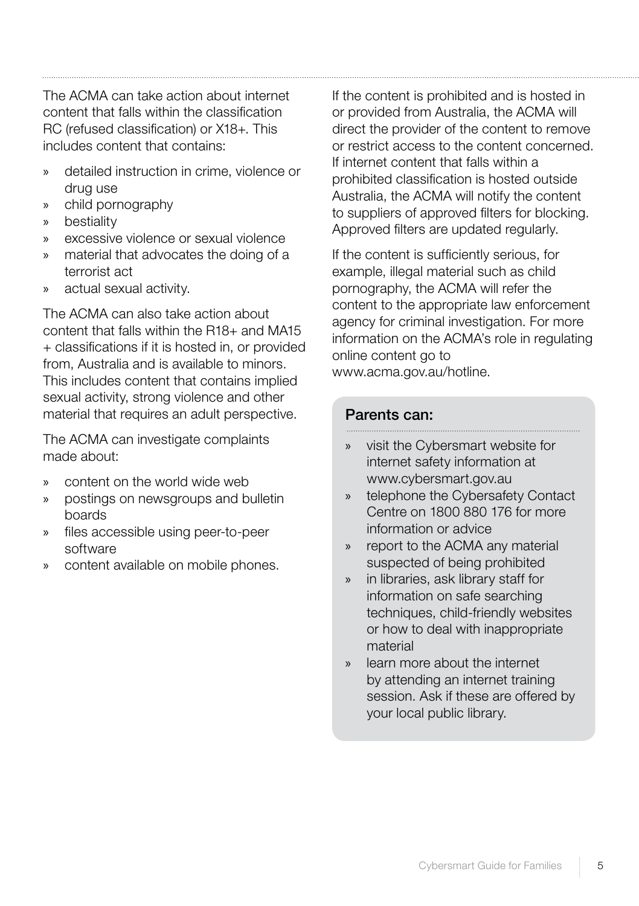The ACMA can take action about internet content that falls within the classification RC (refused classification) or X18+. This includes content that contains:

- detailed instruction in crime, violence or drug use
- child pornography
- bestiality
- excessive violence or sexual violence
- material that advocates the doing of a terrorist act
- actual sexual activity.

The ACMA can also take action about content that falls within the R18+ and MA15 + classifications if it is hosted in, or provided from, Australia and is available to minors. This includes content that contains implied sexual activity, strong violence and other material that requires an adult perspective.

The ACMA can investigate complaints made about:

- content on the world wide web
- postings on newsgroups and bulletin boards
- files accessible using peer-to-peer software
- content available on mobile phones.

If the content is prohibited and is hosted in or provided from Australia, the ACMA will direct the provider of the content to remove or restrict access to the content concerned. If internet content that falls within a prohibited classification is hosted outside Australia, the ACMA will notify the content to suppliers of approved filters for blocking. Approved filters are updated regularly.

If the content is sufficiently serious, for example, illegal material such as child pornography, the ACMA will refer the content to the appropriate law enforcement agency for criminal investigation. For more information on the ACMA's role in regulating online content go to www.acma.gov.au/hotline.

### Parents can:

- visit the Cybersmart website for internet safety information at www.cybersmart.gov.au
- telephone the Cybersafety Contact Centre on 1800 880 176 for more information or advice
- report to the ACMA any material suspected of being prohibited
- in libraries, ask library staff for information on safe searching techniques, child-friendly websites or how to deal with inappropriate material
- learn more about the internet by attending an internet training session. Ask if these are offered by your local public library.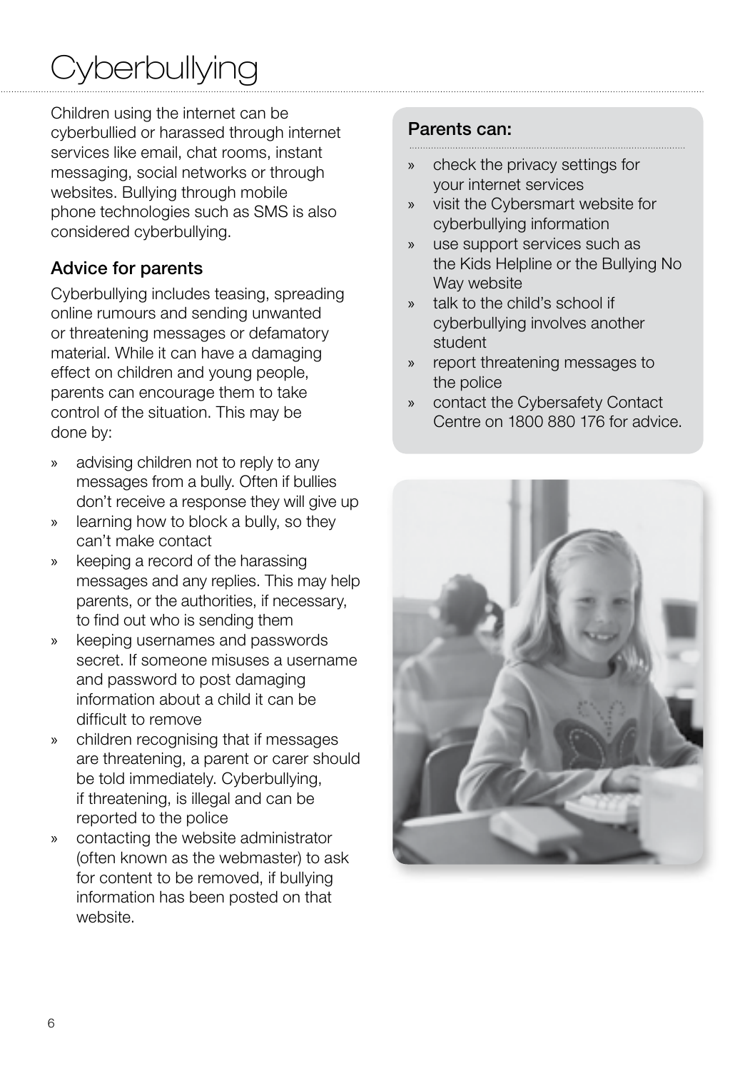# Cyberbullying

Children using the internet can be cyberbullied or harassed through internet services like email, chat rooms, instant messaging, social networks or through websites. Bullying through mobile phone technologies such as SMS is also considered cyberbullying.

## Advice for parents

Cyberbullying includes teasing, spreading online rumours and sending unwanted or threatening messages or defamatory material. While it can have a damaging effect on children and young people, parents can encourage them to take control of the situation. This may be done by:

- advising children not to reply to any messages from a bully. Often if bullies don't receive a response they will give up
- learning how to block a bully, so they can't make contact
- keeping a record of the harassing messages and any replies. This may help parents, or the authorities, if necessary, to find out who is sending them
- keeping usernames and passwords secret. If someone misuses a username and password to post damaging information about a child it can be difficult to remove
- children recognising that if messages are threatening, a parent or carer should be told immediately. Cyberbullying, if threatening, is illegal and can be reported to the police
- contacting the website administrator (often known as the webmaster) to ask for content to be removed, if bullying information has been posted on that website.

### Parents can:

- check the privacy settings for your internet services
- visit the Cybersmart website for cyberbullying information
- use support services such as the Kids Helpline or the Bullying No Way website
- talk to the child's school if cyberbullying involves another student
- report threatening messages to the police
- contact the Cybersafety Contact Centre on 1800 880 176 for advice.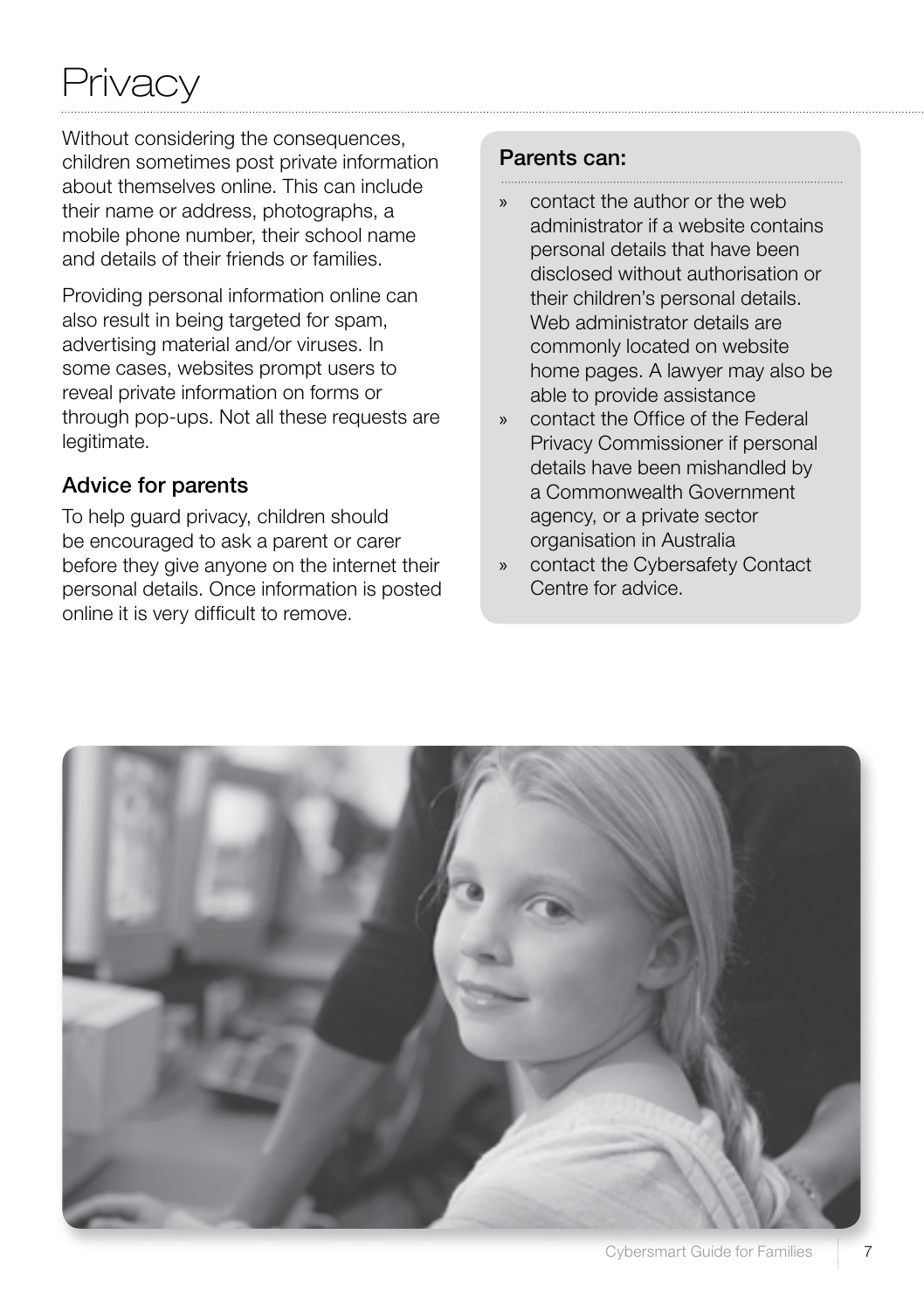# Privacy

Without considering the consequences, children sometimes post private information about themselves online. This can include their name or address, photographs, a mobile phone number, their school name and details of their friends or families.

Providing personal information online can also result in being targeted for spam, advertising material and/or viruses. In some cases, websites prompt users to reveal private information on forms or through pop-ups. Not all these requests are legitimate.

## Advice for parents

To help guard privacy, children should be encouraged to ask a parent or carer before they give anyone on the internet their personal details. Once information is posted online it is very difficult to remove.

**Parents can:**

- contact the author or the web administrator if a website contains personal details that have been disclosed without authorisation or their children's personal details. Web administrator details are commonly located on website home pages. A lawyer may also be able to provide assistance
- contact the Office of the Federal Privacy Commissioner if personal details have been mishandled by a Commonwealth Government agency, or a private sector organisation in Australia
- contact the Cybersafety Contact Centre for advice.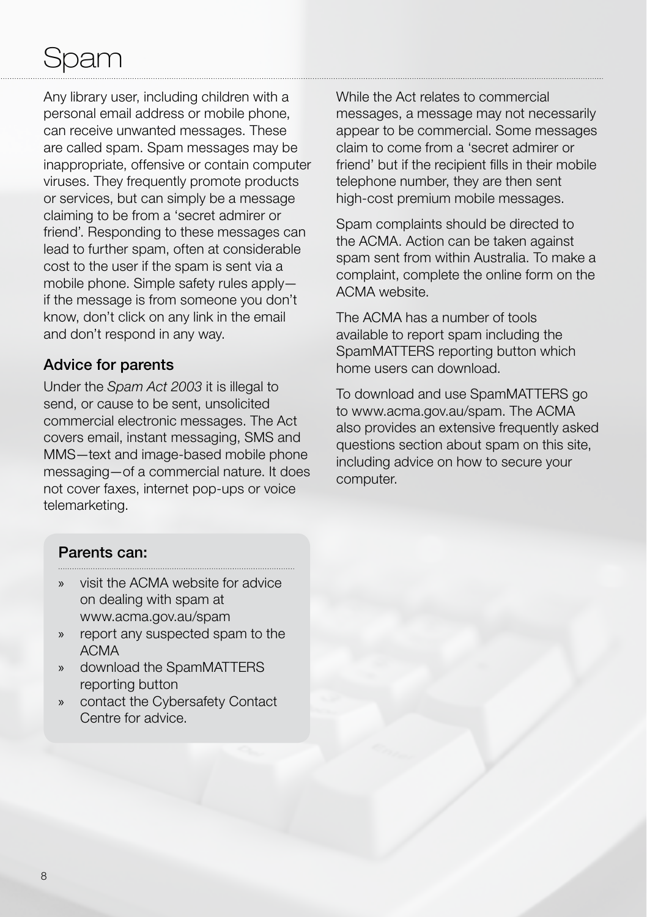# Spam

Any library user, including children with a personal email address or mobile phone, can receive unwanted messages. These are called spam. Spam messages may be inappropriate, offensive or contain computer viruses. They frequently promote products or services, but can simply be a message claiming to be from a 'secret admirer or friend'. Responding to these messages can lead to further spam, often at considerable cost to the user if the spam is sent via a mobile phone. Simple safety rules apply—if the message is from someone you don't know, don't click on any link in the email and don't respond in any way.

### Advice for parents

Under the *Spam Act 2003* it is illegal to send, or cause to be sent, unsolicited commercial electronic messages. The Act covers email, instant messaging, SMS and MMS—text and image-based mobile phone messaging—of a commercial nature. It does not cover faxes, internet pop-ups or voice telemarketing.

#### Parents can:

- visit the ACMA website for advice on dealing with spam at www.acma.gov.au/spam
- report any suspected spam to the ACMA
- download the SpamMATTERS reporting button
- contact the Cybersafety Contact Centre for advice.

While the Act relates to commercial messages, a message may not necessarily appear to be commercial. Some messages claim to come from a 'secret admirer or friend' but if the recipient fills in their mobile telephone number, they are then sent high-cost premium mobile messages.

Spam complaints should be directed to the ACMA. Action can be taken against spam sent from within Australia. To make a complaint, complete the online form on the ACMA website.

The ACMA has a number of tools available to report spam including the SpamMATTERS reporting button which home users can download.

To download and use SpamMATTERS go to www.acma.gov.au/spam. The ACMA also provides an extensive frequently asked questions section about spam on this site, including advice on how to secure your computer.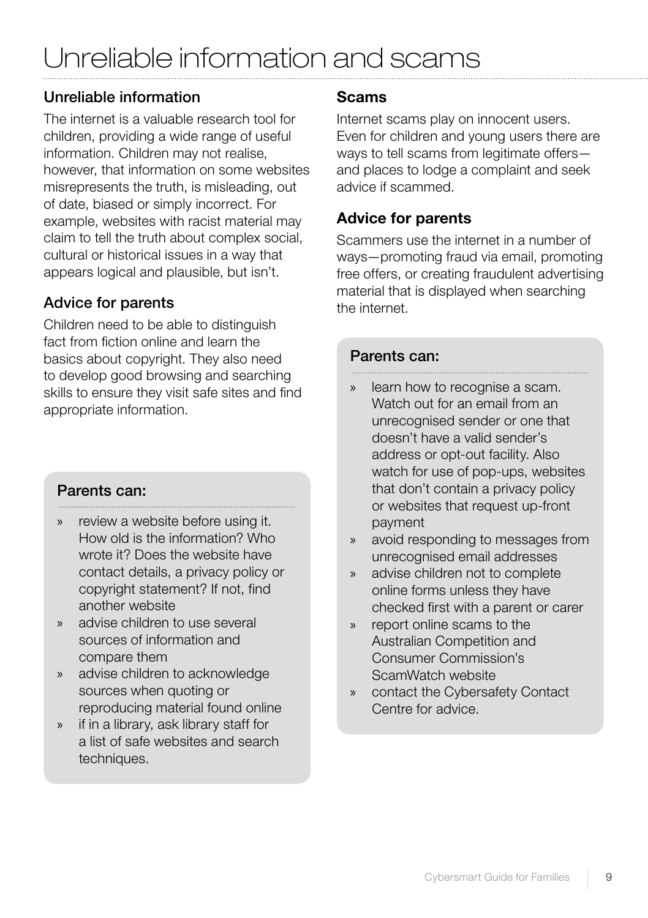# Unreliable information and scams

## Unreliable information

The internet is a valuable research tool for children, providing a wide range of useful information. Children may not realise, however, that information on some websites misrepresents the truth, is misleading, out of date, biased or simply incorrect. For example, websites with racist material may claim to tell the truth about complex social, cultural or historical issues in a way that appears logical and plausible, but isn't.

### Advice for parents

Children need to be able to distinguish fact from fiction online and learn the basics about copyright. They also need to develop good browsing and searching skills to ensure they visit safe sites and find appropriate information.

**Parents can:**

- review a website before using it. How old is the information? Who wrote it? Does the website have contact details, a privacy policy or copyright statement? If not, find another website
- advise children to use several sources of information and compare them
- advise children to acknowledge sources when quoting or reproducing material found online
- if in a library, ask library staff for a list of safe websites and search techniques.

## Scams

Internet scams play on innocent users. Even for children and young users there are ways to tell scams from legitimate offers—and places to lodge a complaint and seek advice if scammed.

### Advice for parents

Scammers use the internet in a number of ways—promoting fraud via email, promoting free offers, or creating fraudulent advertising material that is displayed when searching the internet.

**Parents can:**

- learn how to recognise a scam. Watch out for an email from an unrecognised sender or one that doesn't have a valid sender's address or opt-out facility. Also watch for use of pop-ups, websites that don't contain a privacy policy or websites that request up-front payment
- avoid responding to messages from unrecognised email addresses
- advise children not to complete online forms unless they have checked first with a parent or carer
- report online scams to the Australian Competition and Consumer Commission's ScamWatch website
- contact the Cybersafety Contact Centre for advice.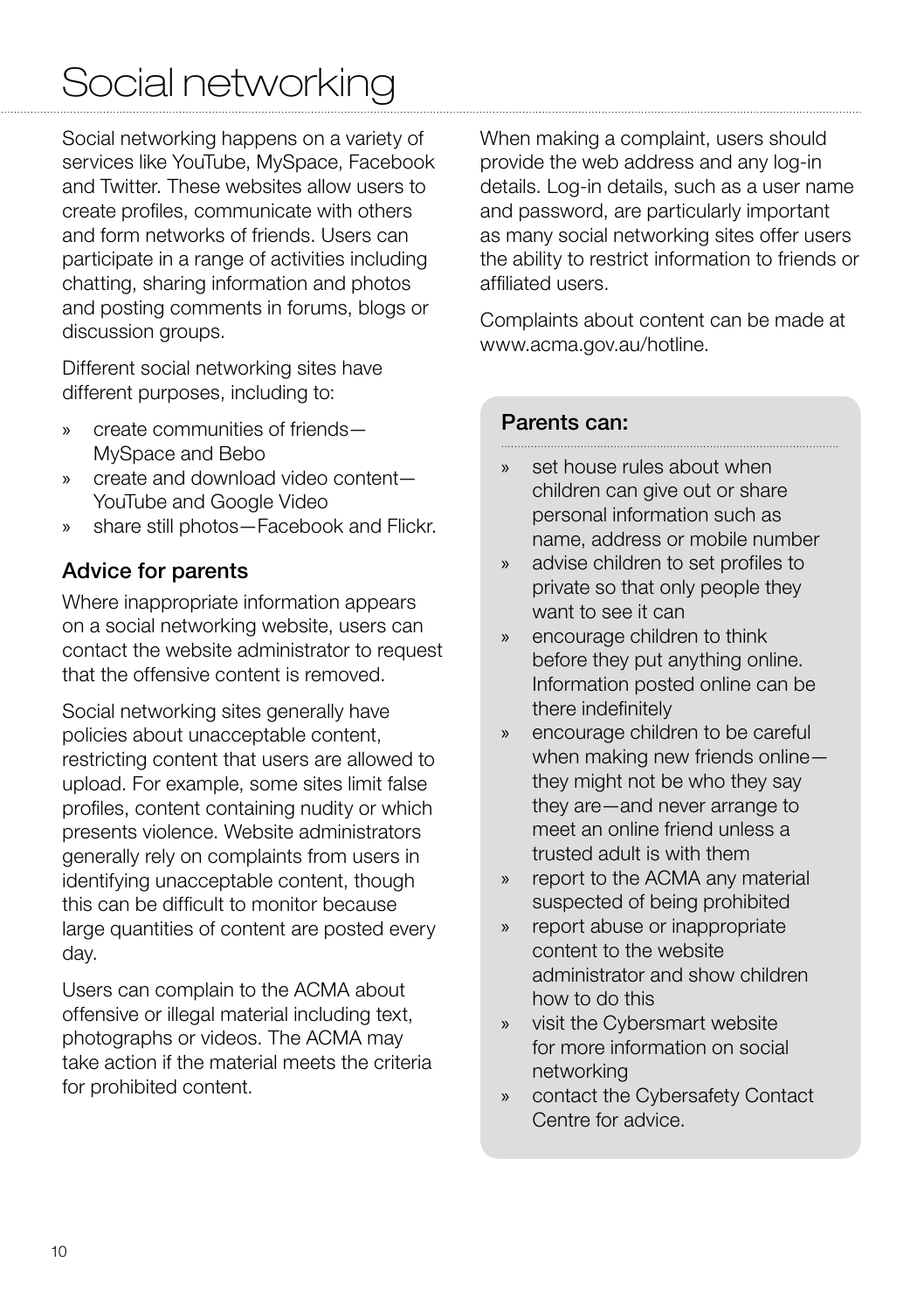# Social networking

Social networking happens on a variety of services like YouTube, MySpace, Facebook and Twitter. These websites allow users to create profiles, communicate with others and form networks of friends. Users can participate in a range of activities including chatting, sharing information and photos and posting comments in forums, blogs or discussion groups.

Different social networking sites have different purposes, including to:

- create communities of friends—MySpace and Bebo
- create and download video content—YouTube and Google Video
- share still photos—Facebook and Flickr.

## Advice for parents

Where inappropriate information appears on a social networking website, users can contact the website administrator to request that the offensive content is removed.

Social networking sites generally have policies about unacceptable content, restricting content that users are allowed to upload. For example, some sites limit false profiles, content containing nudity or which presents violence. Website administrators generally rely on complaints from users in identifying unacceptable content, though this can be difficult to monitor because large quantities of content are posted every day.

Users can complain to the ACMA about offensive or illegal material including text, photographs or videos. The ACMA may take action if the material meets the criteria for prohibited content.

When making a complaint, users should provide the web address and any log-in details. Log-in details, such as a user name and password, are particularly important as many social networking sites offer users the ability to restrict information to friends or affiliated users.

Complaints about content can be made at www.acma.gov.au/hotline.

### Parents can:

- set house rules about when children can give out or share personal information such as name, address or mobile number
- advise children to set profiles to private so that only people they want to see it can
- encourage children to think before they put anything online. Information posted online can be there indefinitely
- encourage children to be careful when making new friends online—they might not be who they say they are—and never arrange to meet an online friend unless a trusted adult is with them
- report to the ACMA any material suspected of being prohibited
- report abuse or inappropriate content to the website administrator and show children how to do this
- visit the Cybersmart website for more information on social networking
- contact the Cybersafety Contact Centre for advice.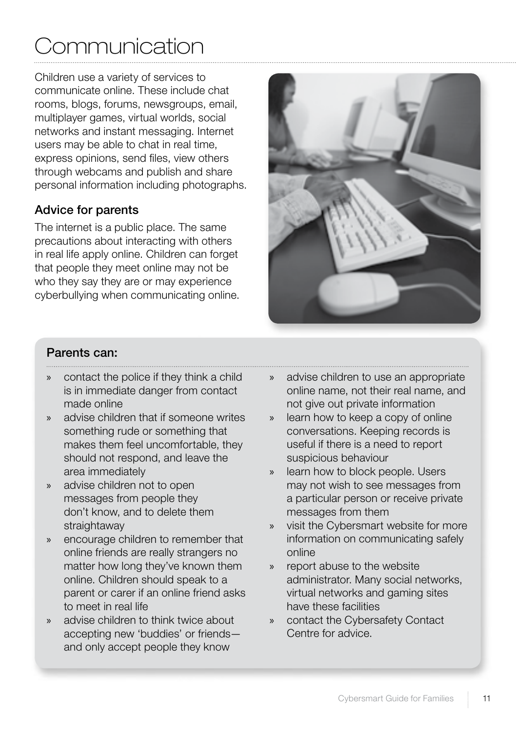# Communication

Children use a variety of services to communicate online. These include chat rooms, blogs, forums, newsgroups, email, multiplayer games, virtual worlds, social networks and instant messaging. Internet users may be able to chat in real time, express opinions, send files, view others through webcams and publish and share personal information including photographs.

## Advice for parents

The internet is a public place. The same precautions about interacting with others in real life apply online. Children can forget that people they meet online may not be who they say they are or may experience cyberbullying when communicating online.

### Parents can:

- contact the police if they think a child is in immediate danger from contact made online
- advise children that if someone writes something rude or something that makes them feel uncomfortable, they should not respond, and leave the area immediately
- advise children not to open messages from people they don't know, and to delete them straightaway
- encourage children to remember that online friends are really strangers no matter how long they've known them online. Children should speak to a parent or carer if an online friend asks to meet in real life
- advise children to think twice about accepting new 'buddies' or friends—and only accept people they know
- advise children to use an appropriate online name, not their real name, and not give out private information
- learn how to keep a copy of online conversations. Keeping records is useful if there is a need to report suspicious behaviour
- learn how to block people. Users may not wish to see messages from a particular person or receive private messages from them
- visit the Cybersmart website for more information on communicating safely online
- report abuse to the website administrator. Many social networks, virtual networks and gaming sites have these facilities
- contact the Cybersafety Contact Centre for advice.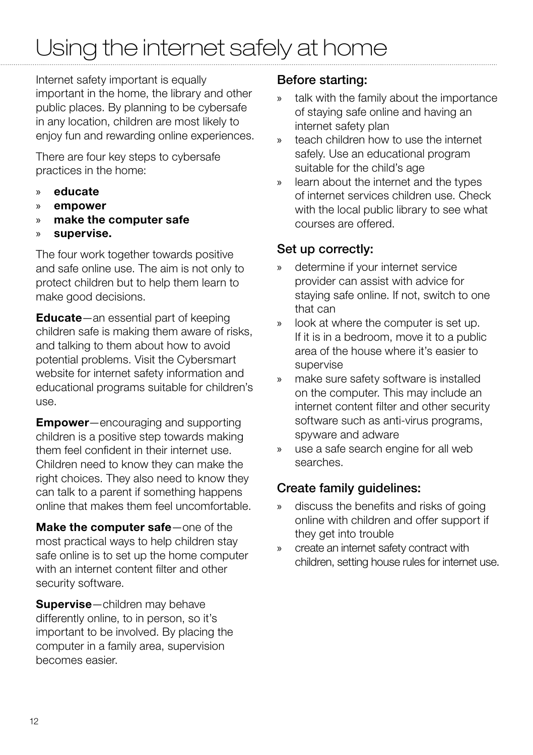# Using the internet safely at home

Internet safety important is equally important in the home, the library and other public places. By planning to be cybersafe in any location, children are most likely to enjoy fun and rewarding online experiences.

There are four key steps to cybersafe practices in the home:

- **educate**
- **empower**
- **make the computer safe**
- **supervise.**

The four work together towards positive and safe online use. The aim is not only to protect children but to help them learn to make good decisions.

**Educate**—an essential part of keeping children safe is making them aware of risks, and talking to them about how to avoid potential problems. Visit the Cybersmart website for internet safety information and educational programs suitable for children's use.

**Empower**—encouraging and supporting children is a positive step towards making them feel confident in their internet use. Children need to know they can make the right choices. They also need to know they can talk to a parent if something happens online that makes them feel uncomfortable.

**Make the computer safe**—one of the most practical ways to help children stay safe online is to set up the home computer with an internet content filter and other security software.

**Supervise**—children may behave differently online, to in person, so it's important to be involved. By placing the computer in a family area, supervision becomes easier.

### Before starting:

- talk with the family about the importance of staying safe online and having an internet safety plan
- teach children how to use the internet safely. Use an educational program suitable for the child's age
- learn about the internet and the types of internet services children use. Check with the local public library to see what courses are offered.

### Set up correctly:

- determine if your internet service provider can assist with advice for staying safe online. If not, switch to one that can
- look at where the computer is set up. If it is in a bedroom, move it to a public area of the house where it's easier to supervise
- make sure safety software is installed on the computer. This may include an internet content filter and other security software such as anti-virus programs, spyware and adware
- use a safe search engine for all web searches.

### Create family guidelines:

- discuss the benefits and risks of going online with children and offer support if they get into trouble
- create an internet safety contract with children, setting house rules for internet use.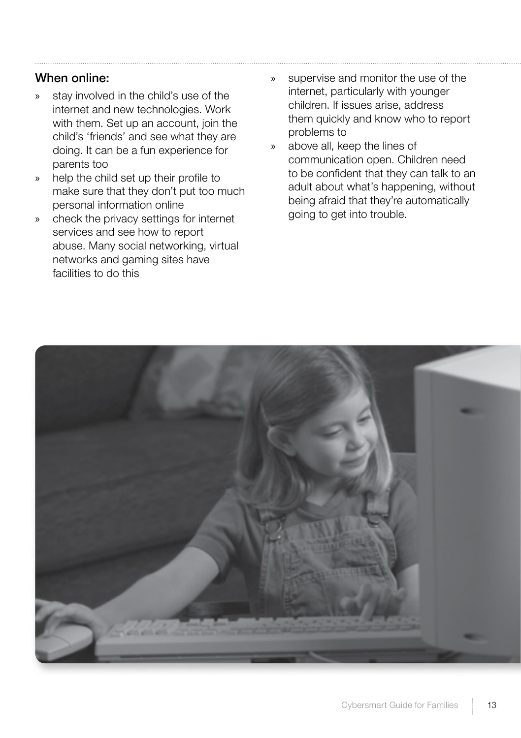### When online:

- stay involved in the child's use of the internet and new technologies. Work with them. Set up an account, join the child's 'friends' and see what they are doing. It can be a fun experience for parents too
- help the child set up their profile to make sure that they don't put too much personal information online
- check the privacy settings for internet services and see how to report abuse. Many social networking, virtual networks and gaming sites have facilities to do this
- supervise and monitor the use of the internet, particularly with younger children. If issues arise, address them quickly and know who to report problems to
- above all, keep the lines of communication open. Children need to be confident that they can talk to an adult about what's happening, without being afraid that they're automatically going to get into trouble.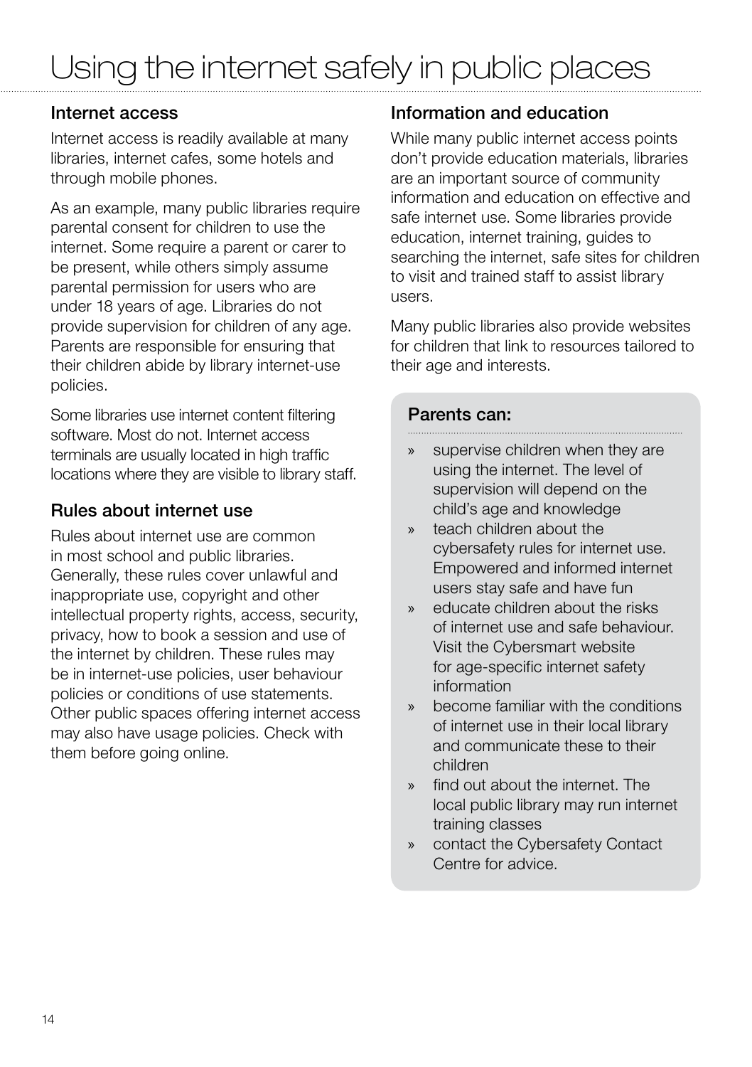# Using the internet safely in public places

## Internet access

Internet access is readily available at many libraries, internet cafes, some hotels and through mobile phones.

As an example, many public libraries require parental consent for children to use the internet. Some require a parent or carer to be present, while others simply assume parental permission for users who are under 18 years of age. Libraries do not provide supervision for children of any age. Parents are responsible for ensuring that their children abide by library internet-use policies.

Some libraries use internet content filtering software. Most do not. Internet access terminals are usually located in high traffic locations where they are visible to library staff.

## Rules about internet use

Rules about internet use are common in most school and public libraries. Generally, these rules cover unlawful and inappropriate use, copyright and other intellectual property rights, access, security, privacy, how to book a session and use of the internet by children. These rules may be in internet-use policies, user behaviour policies or conditions of use statements. Other public spaces offering internet access may also have usage policies. Check with them before going online.

## Information and education

While many public internet access points don't provide education materials, libraries are an important source of community information and education on effective and safe internet use. Some libraries provide education, internet training, guides to searching the internet, safe sites for children to visit and trained staff to assist library users.

Many public libraries also provide websites for children that link to resources tailored to their age and interests.

### Parents can:

- supervise children when they are using the internet. The level of supervision will depend on the child's age and knowledge
- teach children about the cybersafety rules for internet use. Empowered and informed internet users stay safe and have fun
- educate children about the risks of internet use and safe behaviour. Visit the Cybersmart website for age-specific internet safety information
- become familiar with the conditions of internet use in their local library and communicate these to their children
- find out about the internet. The local public library may run internet training classes
- contact the Cybersafety Contact Centre for advice.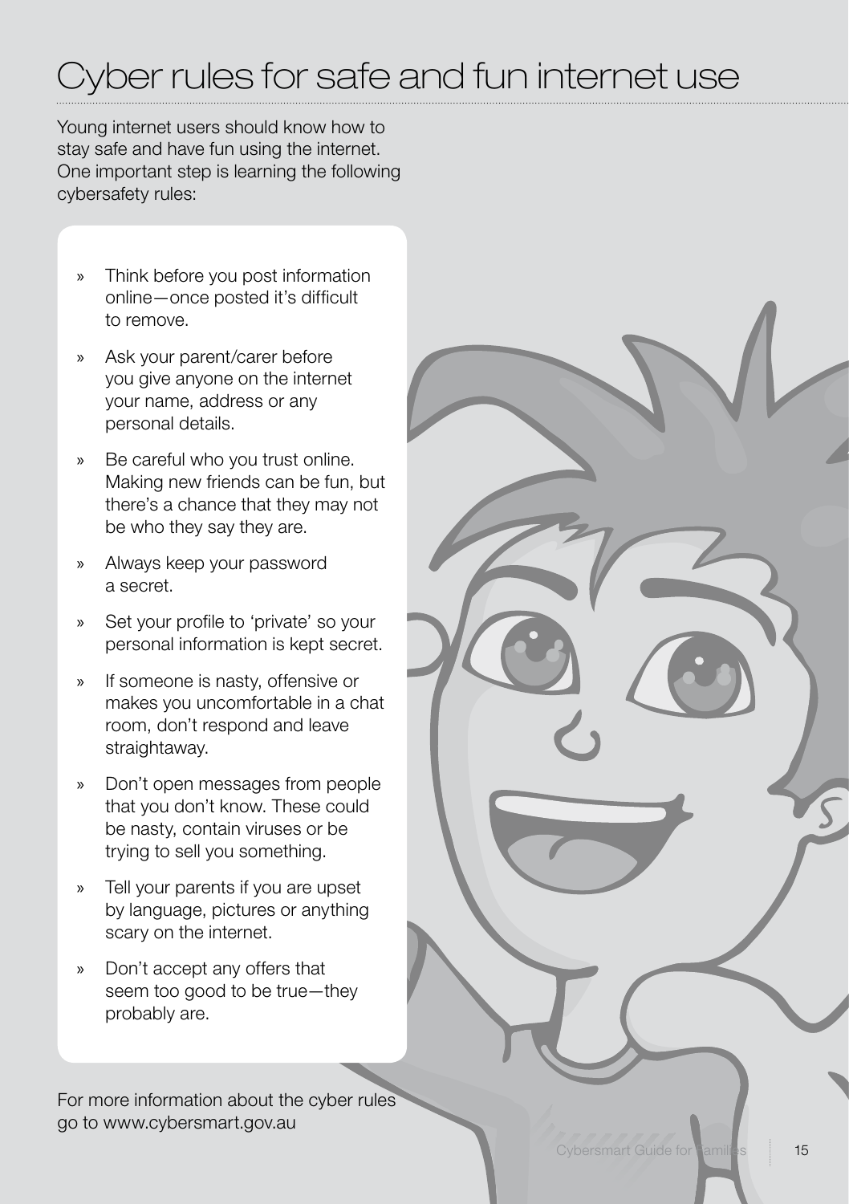# Cyber rules for safe and fun internet use

Young internet users should know how to stay safe and have fun using the internet. One important step is learning the following cybersafety rules:

- Think before you post information online—once posted it's difficult to remove.
- Ask your parent/carer before you give anyone on the internet your name, address or any personal details.
- Be careful who you trust online. Making new friends can be fun, but there's a chance that they may not be who they say they are.
- Always keep your password a secret.
- Set your profile to 'private' so your personal information is kept secret.
- If someone is nasty, offensive or makes you uncomfortable in a chat room, don't respond and leave straightaway.
- Don't open messages from people that you don't know. These could be nasty, contain viruses or be trying to sell you something.
- Tell your parents if you are upset by language, pictures or anything scary on the internet.
- Don't accept any offers that seem too good to be true—they probably are.

For more information about the cyber rules go to www.cybersmart.gov.au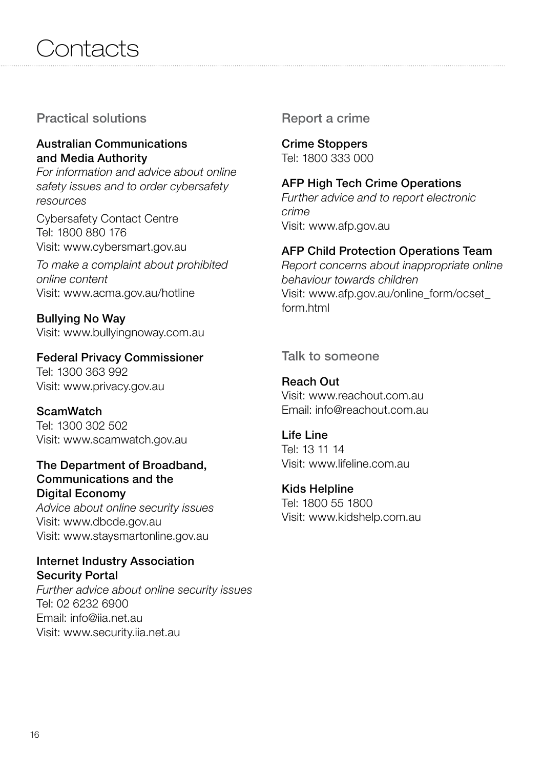# Contacts

## Practical solutions

**Australian Communications and Media Authority**
*For information and advice about online safety issues and to order cybersafety resources*

Cybersafety Contact Centre
Tel: 1800 880 176
Visit: www.cybersmart.gov.au

*To make a complaint about prohibited online content*
Visit: www.acma.gov.au/hotline

**Bullying No Way**
Visit: www.bullyingnoway.com.au

**Federal Privacy Commissioner**
Tel: 1300 363 992
Visit: www.privacy.gov.au

**ScamWatch**
Tel: 1300 302 502
Visit: www.scamwatch.gov.au

**The Department of Broadband, Communications and the Digital Economy**
*Advice about online security issues*
Visit: www.dbcde.gov.au
Visit: www.staysmartonline.gov.au

**Internet Industry Association Security Portal**
*Further advice about online security issues*
Tel: 02 6232 6900
Email: info@iia.net.au
Visit: www.security.iia.net.au

## Report a crime

**Crime Stoppers**
Tel: 1800 333 000

**AFP High Tech Crime Operations**
*Further advice and to report electronic crime*
Visit: www.afp.gov.au

**AFP Child Protection Operations Team**
*Report concerns about inappropriate online behaviour towards children*
Visit: www.afp.gov.au/online_form/ocset_form.html

## Talk to someone

**Reach Out**
Visit: www.reachout.com.au
Email: info@reachout.com.au

**Life Line**
Tel: 13 11 14
Visit: www.lifeline.com.au

**Kids Helpline**
Tel: 1800 55 1800
Visit: www.kidshelp.com.au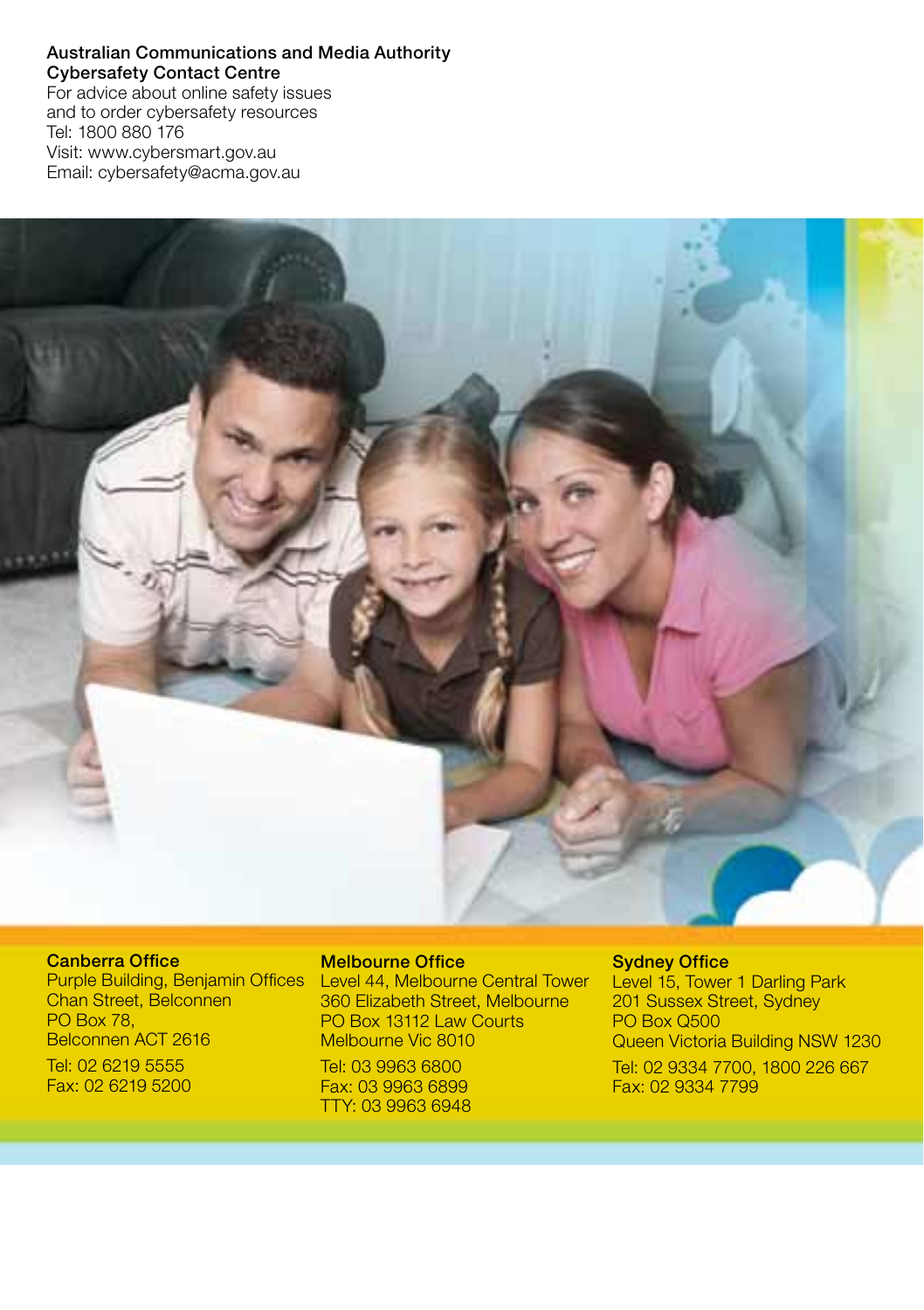**Australian Communications and Media Authority**
**Cybersafety Contact Centre**
For advice about online safety issues
and to order cybersafety resources
Tel: 1800 880 176
Visit: www.cybersmart.gov.au
Email: cybersafety@acma.gov.au

**Canberra Office**
Purple Building, Benjamin Offices
Chan Street, Belconnen
PO Box 78,
Belconnen ACT 2616

Tel: 02 6219 5555
Fax: 02 6219 5200

**Melbourne Office**
Level 44, Melbourne Central Tower
360 Elizabeth Street, Melbourne
PO Box 13112 Law Courts
Melbourne Vic 8010

Tel: 03 9963 6800
Fax: 03 9963 6899
TTY: 03 9963 6948

**Sydney Office**
Level 15, Tower 1 Darling Park
201 Sussex Street, Sydney
PO Box Q500
Queen Victoria Building NSW 1230

Tel: 02 9334 7700, 1800 226 667
Fax: 02 9334 7799